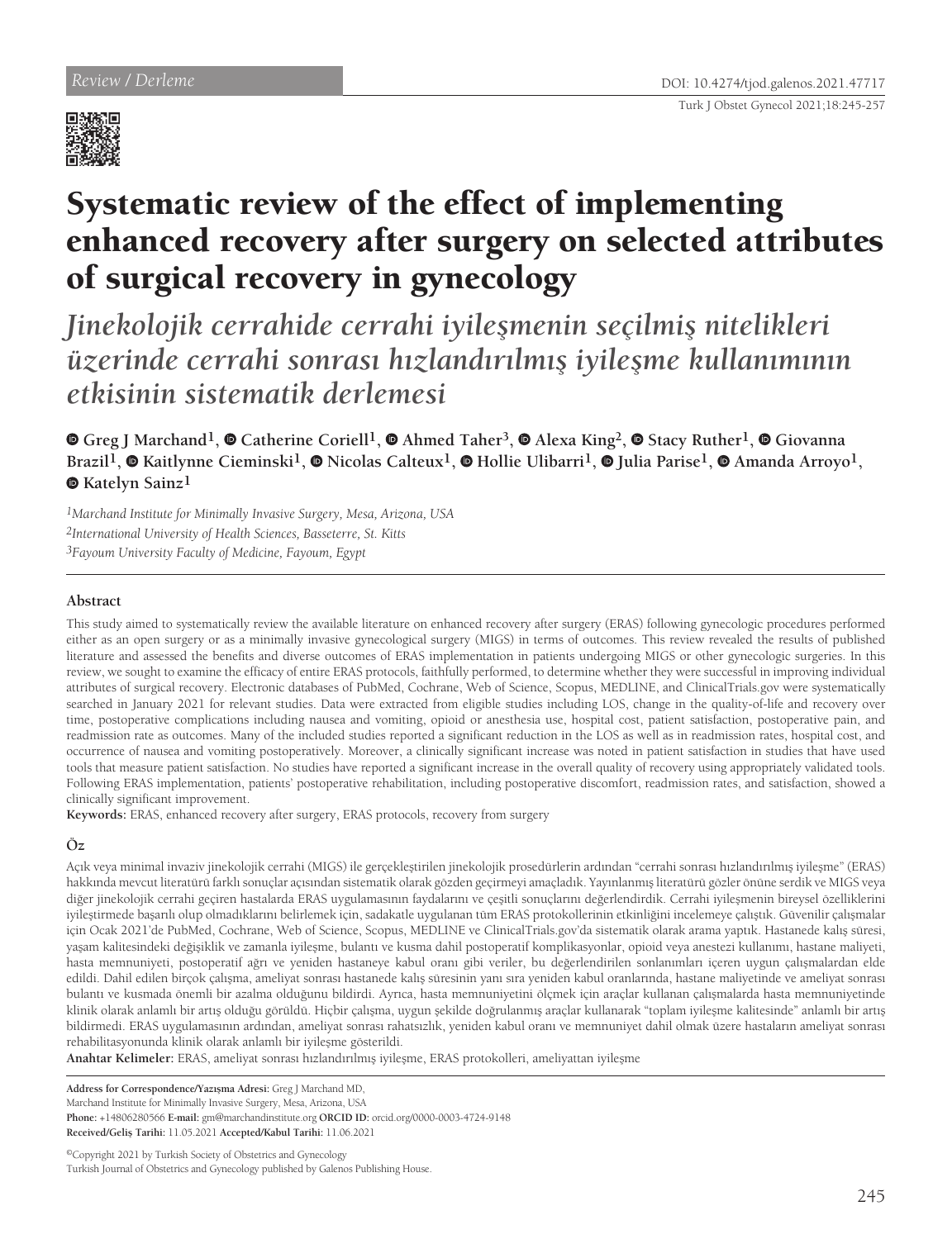Review / Derleme

DOI: 10.4274/tjod.galenos.2021.47717

# Systematic review of the effect of implementing enhanced recovery after surgery on selected attributes of surgical recovery in gynecology

## *Jinekolojik cerrahide cerrahi iyileşmenin seçilmiş nitelikleri üzerinde cerrahi sonrası hızlandırılmış iyileşme kullanımının etkisinin sistematik derlemesi*

**Greg J Marchand[1], Catherine Coriell[1], Ahmed Taher[3], Alexa King[2], Stacy Ruther[1], Giovanna Brazil[1], Kaitlynne Cieminski[1], Nicolas Calteux[1], Hollie Ulibarri[1], Julia Parise[1], Amanda Arroyo[1], Katelyn Sainz[1]**

*[1]Marchand Institute for Minimally Invasive Surgery, Mesa, Arizona, USA*
*[2]International University of Health Sciences, Basseterre, St. Kitts*
*[3]Fayoum University Faculty of Medicine, Fayoum, Egypt*

### Abstract

This study aimed to systematically review the available literature on enhanced recovery after surgery (ERAS) following gynecologic procedures performed either as an open surgery or as a minimally invasive gynecological surgery (MIGS) in terms of outcomes. This review revealed the results of published literature and assessed the benefits and diverse outcomes of ERAS implementation in patients undergoing MIGS or other gynecologic surgeries. In this review, we sought to examine the efficacy of entire ERAS protocols, faithfully performed, to determine whether they were successful in improving individual attributes of surgical recovery. Electronic databases of PubMed, Cochrane, Web of Science, Scopus, MEDLINE, and ClinicalTrials.gov were systematically searched in January 2021 for relevant studies. Data were extracted from eligible studies including LOS, change in the quality-of-life and recovery over time, postoperative complications including nausea and vomiting, opioid or anesthesia use, hospital cost, patient satisfaction, postoperative pain, and readmission rate as outcomes. Many of the included studies reported a significant reduction in the LOS as well as in readmission rates, hospital cost, and occurrence of nausea and vomiting postoperatively. Moreover, a clinically significant increase was noted in patient satisfaction in studies that have used tools that measure patient satisfaction. No studies have reported a significant increase in the overall quality of recovery using appropriately validated tools. Following ERAS implementation, patients' postoperative rehabilitation, including postoperative discomfort, readmission rates, and satisfaction, showed a clinically significant improvement.

**Keywords:** ERAS, enhanced recovery after surgery, ERAS protocols, recovery from surgery

### Öz

Açık veya minimal invaziv jinekolojik cerrahi (MIGS) ile gerçekleştirilen jinekolojik prosedürlerin ardından "cerrahi sonrası hızlandırılmış iyileşme" (ERAS) hakkında mevcut literatürü farklı sonuçlar açısından sistematik olarak gözden geçirmeyi amaçladık. Yayınlanmış literatürü gözler önüne serdik ve MIGS veya diğer jinekolojik cerrahi geçiren hastalarda ERAS uygulamasının faydalarını ve çeşitli sonuçlarını değerlendirdik. Cerrahi iyileşmenin bireysel özelliklerini iyileştirmede başarılı olup olmadıklarını belirlemek için, sadakatle uygulanan tüm ERAS protokollerinin etkinliğini incelemeye çalıştık. Güvenilir çalışmalar için Ocak 2021'de PubMed, Cochrane, Web of Science, Scopus, MEDLINE ve ClinicalTrials.gov'da sistematik olarak arama yaptık. Hastanede kalış süresi, yaşam kalitesindeki değişiklik ve zamanla iyileşme, bulantı ve kusma dahil postoperatif komplikasyonlar, opioid veya anestezi kullanımı, hastane maliyeti, hasta memnuniyeti, postoperatif ağrı ve yeniden hastaneye kabul oranı gibi veriler, bu değerlendirilen sonlanımları içeren uygun çalışmalardan elde edildi. Dahil edilen birçok çalışma, ameliyat sonrası hastanede kalış süresinin yanı sıra yeniden kabul oranlarında, hastane maliyetinde ve ameliyat sonrası bulantı ve kusmada önemli bir azalma olduğunu bildirdi. Ayrıca, hasta memnuniyetini ölçmek için araçlar kullanan çalışmalarda hasta memnuniyetinde klinik olarak anlamlı bir artış olduğu görüldü. Hiçbir çalışma, uygun şekilde doğrulanmış araçlar kullanarak "toplam iyileşme kalitesinde" anlamlı bir artış bildirmedi. ERAS uygulamasının ardından, ameliyat sonrası rahatsızlık, yeniden kabul oranı ve memnuniyet dahil olmak üzere hastaların ameliyat sonrası rehabilitasyonunda klinik olarak anlamlı bir iyileşme gösterildi.

**Anahtar Kelimeler:** ERAS, ameliyat sonrası hızlandırılmış iyileşme, ERAS protokolleri, ameliyattan iyileşme

**Address for Correspondence/Yazışma Adresi:** Greg J Marchand MD,
Marchand Institute for Minimally Invasive Surgery, Mesa, Arizona, USA
**Phone:** +14806280566 **E-mail:** gm@marchandinstitute.org **ORCID ID:** orcid.org/0000-0003-4724-9148
**Received/Geliş Tarihi:** 11.05.2021 **Accepted/Kabul Tarihi:** 11.06.2021

©Copyright 2021 by Turkish Society of Obstetrics and Gynecology
Turkish Journal of Obstetrics and Gynecology published by Galenos Publishing House.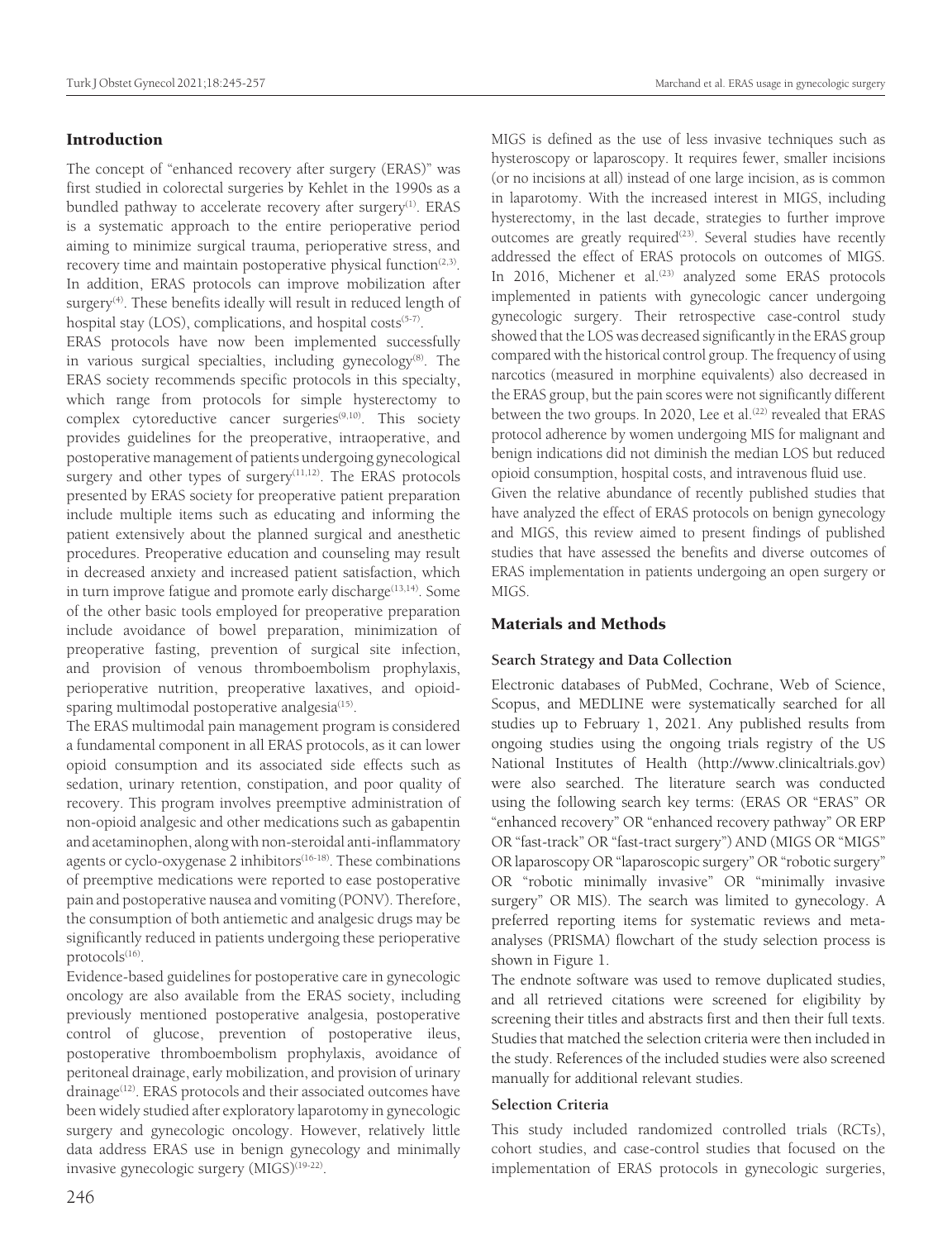## Introduction

The concept of "enhanced recovery after surgery (ERAS)" was first studied in colorectal surgeries by Kehlet in the 1990s as a bundled pathway to accelerate recovery after surgery[1]. ERAS is a systematic approach to the entire perioperative period aiming to minimize surgical trauma, perioperative stress, and recovery time and maintain postoperative physical function[2,3]. In addition, ERAS protocols can improve mobilization after surgery[4]. These benefits ideally will result in reduced length of hospital stay (LOS), complications, and hospital costs[5-7].

ERAS protocols have now been implemented successfully in various surgical specialties, including gynecology[8]. The ERAS society recommends specific protocols in this specialty, which range from protocols for simple hysterectomy to complex cytoreductive cancer surgeries[9,10]. This society provides guidelines for the preoperative, intraoperative, and postoperative management of patients undergoing gynecological surgery and other types of surgery[11,12]. The ERAS protocols presented by ERAS society for preoperative patient preparation include multiple items such as educating and informing the patient extensively about the planned surgical and anesthetic procedures. Preoperative education and counseling may result in decreased anxiety and increased patient satisfaction, which in turn improve fatigue and promote early discharge[13,14]. Some of the other basic tools employed for preoperative preparation include avoidance of bowel preparation, minimization of preoperative fasting, prevention of surgical site infection, and provision of venous thromboembolism prophylaxis, perioperative nutrition, preoperative laxatives, and opioid-sparing multimodal postoperative analgesia[15].

The ERAS multimodal pain management program is considered a fundamental component in all ERAS protocols, as it can lower opioid consumption and its associated side effects such as sedation, urinary retention, constipation, and poor quality of recovery. This program involves preemptive administration of non-opioid analgesic and other medications such as gabapentin and acetaminophen, along with non-steroidal anti-inflammatory agents or cyclo-oxygenase 2 inhibitors[16-18]. These combinations of preemptive medications were reported to ease postoperative pain and postoperative nausea and vomiting (PONV). Therefore, the consumption of both antiemetic and analgesic drugs may be significantly reduced in patients undergoing these perioperative protocols[16].

Evidence-based guidelines for postoperative care in gynecologic oncology are also available from the ERAS society, including previously mentioned postoperative analgesia, postoperative control of glucose, prevention of postoperative ileus, postoperative thromboembolism prophylaxis, avoidance of peritoneal drainage, early mobilization, and provision of urinary drainage[12]. ERAS protocols and their associated outcomes have been widely studied after exploratory laparotomy in gynecologic surgery and gynecologic oncology. However, relatively little data address ERAS use in benign gynecology and minimally invasive gynecologic surgery (MIGS)[19-22].

MIGS is defined as the use of less invasive techniques such as hysteroscopy or laparoscopy. It requires fewer, smaller incisions (or no incisions at all) instead of one large incision, as is common in laparotomy. With the increased interest in MIGS, including hysterectomy, in the last decade, strategies to further improve outcomes are greatly required[23]. Several studies have recently addressed the effect of ERAS protocols on outcomes of MIGS. In 2016, Michener et al.[23] analyzed some ERAS protocols implemented in patients with gynecologic cancer undergoing gynecologic surgery. Their retrospective case-control study showed that the LOS was decreased significantly in the ERAS group compared with the historical control group. The frequency of using narcotics (measured in morphine equivalents) also decreased in the ERAS group, but the pain scores were not significantly different between the two groups. In 2020, Lee et al.[22] revealed that ERAS protocol adherence by women undergoing MIS for malignant and benign indications did not diminish the median LOS but reduced opioid consumption, hospital costs, and intravenous fluid use.

Given the relative abundance of recently published studies that have analyzed the effect of ERAS protocols on benign gynecology and MIGS, this review aimed to present findings of published studies that have assessed the benefits and diverse outcomes of ERAS implementation in patients undergoing an open surgery or MIGS.

## Materials and Methods

### Search Strategy and Data Collection

Electronic databases of PubMed, Cochrane, Web of Science, Scopus, and MEDLINE were systematically searched for all studies up to February 1, 2021. Any published results from ongoing studies using the ongoing trials registry of the US National Institutes of Health (http://www.clinicaltrials.gov) were also searched. The literature search was conducted using the following search key terms: (ERAS OR "ERAS" OR "enhanced recovery" OR "enhanced recovery pathway" OR ERP OR "fast-track" OR "fast-tract surgery") AND (MIGS OR "MIGS" OR laparoscopy OR "laparoscopic surgery" OR "robotic surgery" OR "robotic minimally invasive" OR "minimally invasive surgery" OR MIS). The search was limited to gynecology. A preferred reporting items for systematic reviews and meta-analyses (PRISMA) flowchart of the study selection process is shown in Figure 1.

The endnote software was used to remove duplicated studies, and all retrieved citations were screened for eligibility by screening their titles and abstracts first and then their full texts. Studies that matched the selection criteria were then included in the study. References of the included studies were also screened manually for additional relevant studies.

### Selection Criteria

This study included randomized controlled trials (RCTs), cohort studies, and case-control studies that focused on the implementation of ERAS protocols in gynecologic surgeries,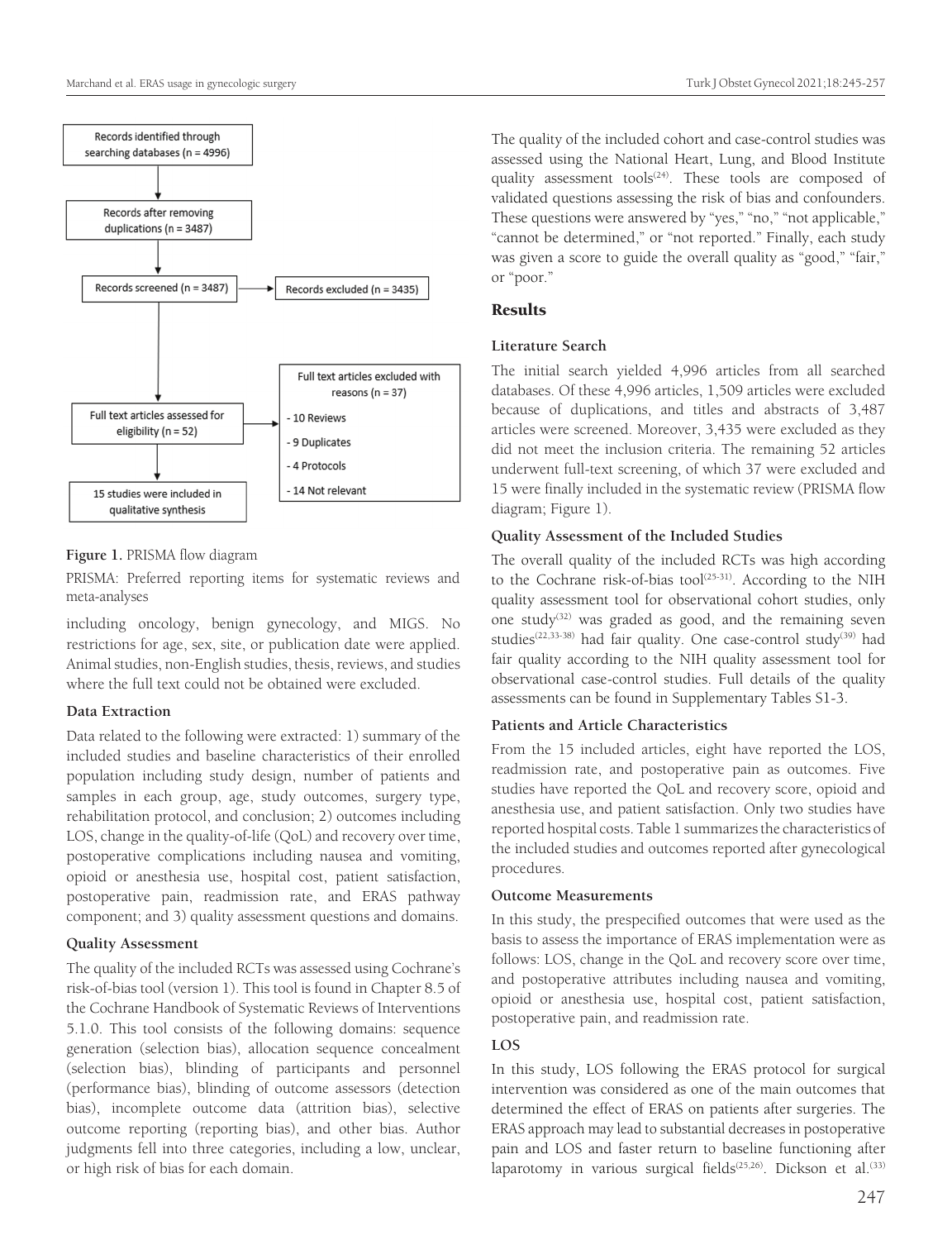Records identified through searching databases (n = 4996)

Records after removing duplications (n = 3487)

Records screened (n = 3487) → Records excluded (n = 3435)

Full text articles assessed for eligibility (n = 52) → Full text articles excluded with reasons (n = 37)
- 10 Reviews
- 9 Duplicates
- 4 Protocols
- 14 Not relevant

15 studies were included in qualitative synthesis

**Figure 1.** PRISMA flow diagram

PRISMA: Preferred reporting items for systematic reviews and meta-analyses

including oncology, benign gynecology, and MIGS. No restrictions for age, sex, site, or publication date were applied. Animal studies, non-English studies, thesis, reviews, and studies where the full text could not be obtained were excluded.

### Data Extraction

Data related to the following were extracted: 1) summary of the included studies and baseline characteristics of their enrolled population including study design, number of patients and samples in each group, age, study outcomes, surgery type, rehabilitation protocol, and conclusion; 2) outcomes including LOS, change in the quality-of-life (QoL) and recovery over time, postoperative complications including nausea and vomiting, opioid or anesthesia use, hospital cost, patient satisfaction, postoperative pain, readmission rate, and ERAS pathway component; and 3) quality assessment questions and domains.

### Quality Assessment

The quality of the included RCTs was assessed using Cochrane's risk-of-bias tool (version 1). This tool is found in Chapter 8.5 of the Cochrane Handbook of Systematic Reviews of Interventions 5.1.0. This tool consists of the following domains: sequence generation (selection bias), allocation sequence concealment (selection bias), blinding of participants and personnel (performance bias), blinding of outcome assessors (detection bias), incomplete outcome data (attrition bias), selective outcome reporting (reporting bias), and other bias. Author judgments fell into three categories, including a low, unclear, or high risk of bias for each domain.

The quality of the included cohort and case-control studies was assessed using the National Heart, Lung, and Blood Institute quality assessment tools[24]. These tools are composed of validated questions assessing the risk of bias and confounders. These questions were answered by "yes," "no," "not applicable," "cannot be determined," or "not reported." Finally, each study was given a score to guide the overall quality as "good," "fair," or "poor."

## Results

### Literature Search

The initial search yielded 4,996 articles from all searched databases. Of these 4,996 articles, 1,509 articles were excluded because of duplications, and titles and abstracts of 3,487 articles were screened. Moreover, 3,435 were excluded as they did not meet the inclusion criteria. The remaining 52 articles underwent full-text screening, of which 37 were excluded and 15 were finally included in the systematic review (PRISMA flow diagram; Figure 1).

### Quality Assessment of the Included Studies

The overall quality of the included RCTs was high according to the Cochrane risk-of-bias tool[25-31]. According to the NIH quality assessment tool for observational cohort studies, only one study[32] was graded as good, and the remaining seven studies[22,33-38] had fair quality. One case-control study[39] had fair quality according to the NIH quality assessment tool for observational case-control studies. Full details of the quality assessments can be found in Supplementary Tables S1-3.

### Patients and Article Characteristics

From the 15 included articles, eight have reported the LOS, readmission rate, and postoperative pain as outcomes. Five studies have reported the QoL and recovery score, opioid and anesthesia use, and patient satisfaction. Only two studies have reported hospital costs. Table 1 summarizes the characteristics of the included studies and outcomes reported after gynecological procedures.

### Outcome Measurements

In this study, the prespecified outcomes that were used as the basis to assess the importance of ERAS implementation were as follows: LOS, change in the QoL and recovery score over time, and postoperative attributes including nausea and vomiting, opioid or anesthesia use, hospital cost, patient satisfaction, postoperative pain, and readmission rate.

### LOS

In this study, LOS following the ERAS protocol for surgical intervention was considered as one of the main outcomes that determined the effect of ERAS on patients after surgeries. The ERAS approach may lead to substantial decreases in postoperative pain and LOS and faster return to baseline functioning after laparotomy in various surgical fields[25,26]. Dickson et al.[33]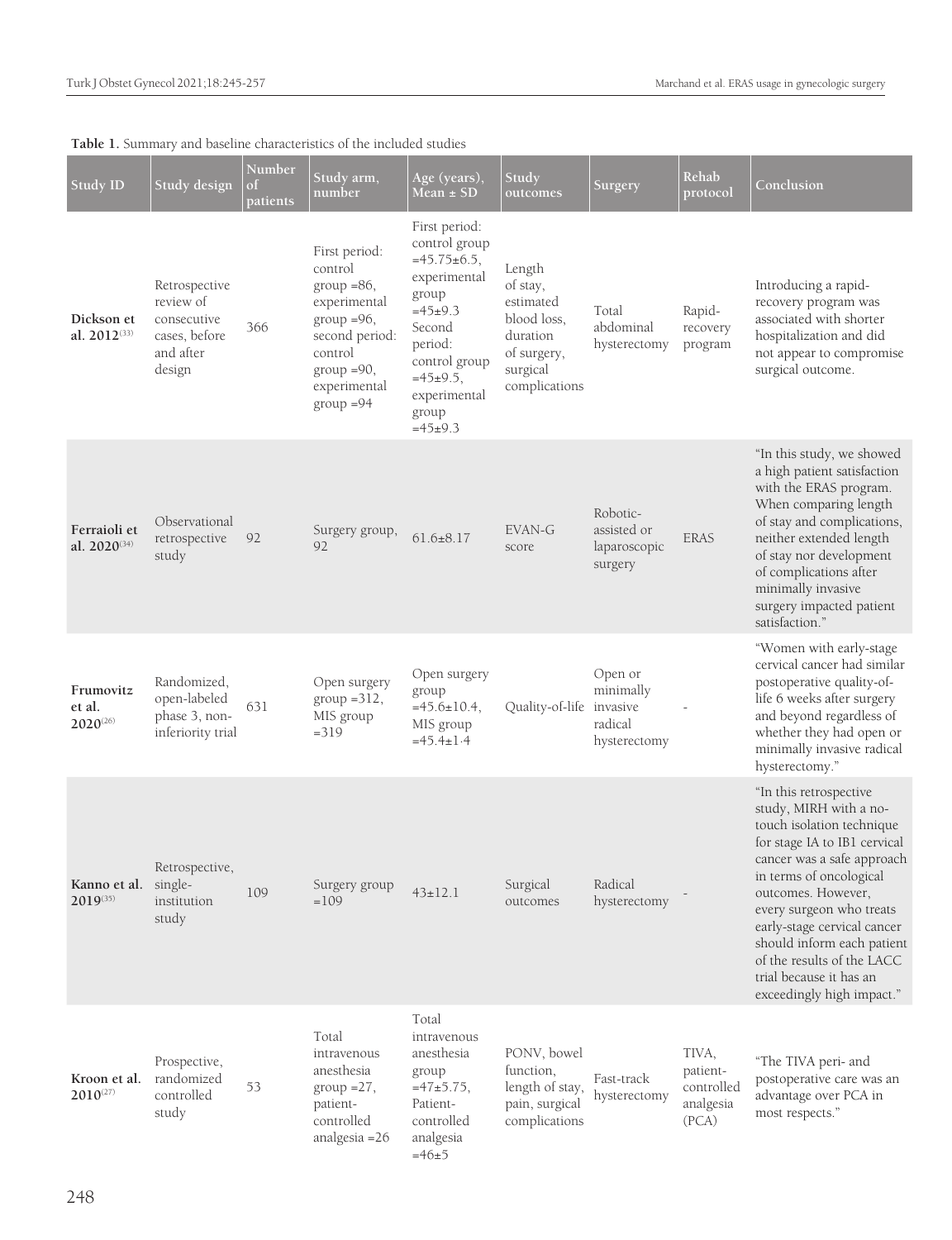**Table 1.** Summary and baseline characteristics of the included studies

| Study ID | Study design | Number of patients | Study arm, number | Age (years), Mean ± SD | Study outcomes | Surgery | Rehab protocol | Conclusion |
|---|---|---|---|---|---|---|---|---|
| **Dickson et al. 2012**[33] | Retrospective review of consecutive cases, before and after design | 366 | First period: control group =86, experimental group =96, second period: control group =90, experimental group =94 | First period: control group =45.75±6.5, experimental group =45±9.3 Second period: control group =45±9.5, experimental group =45±9.3 | Length of stay, estimated blood loss, duration of surgery, surgical complications | Total abdominal hysterectomy | Rapid-recovery program | Introducing a rapid-recovery program was associated with shorter hospitalization and did not appear to compromise surgical outcome. |
| **Ferraioli et al. 2020**[34] | Observational retrospective study | 92 | Surgery group, 92 | 61.6±8.17 | EVAN-G score | Robotic-assisted or laparoscopic surgery | ERAS | "In this study, we showed a high patient satisfaction with the ERAS program. When comparing length of stay and complications, neither extended length of stay nor development of complications after minimally invasive surgery impacted patient satisfaction." |
| **Frumovitz et al. 2020**[26] | Randomized, open-labeled phase 3, non-inferiority trial | 631 | Open surgery group =312, MIS group =319 | Open surgery group =45.6±10.4, MIS group =45.4±1.4 | Quality-of-life | Open or minimally invasive radical hysterectomy | - | "Women with early-stage cervical cancer had similar postoperative quality-of-life 6 weeks after surgery and beyond regardless of whether they had open or minimally invasive radical hysterectomy." |
| **Kanno et al. 2019**[35] | Retrospective, single-institution study | 109 | Surgery group =109 | 43±12.1 | Surgical outcomes | Radical hysterectomy | - | "In this retrospective study, MIRH with a no-touch isolation technique for stage IA to IB1 cervical cancer was a safe approach in terms of oncological outcomes. However, every surgeon who treats early-stage cervical cancer should inform each patient of the results of the LACC trial because it has an exceedingly high impact." |
| **Kroon et al. 2010**[27] | Prospective, randomized controlled study | 53 | Total intravenous anesthesia group =27, patient-controlled analgesia =26 | Total intravenous anesthesia group =47±5.75, Patient-controlled analgesia =46±5 | PONV, bowel function, length of stay, pain, surgical complications | Fast-track hysterectomy | TIVA, patient-controlled analgesia (PCA) | "The TIVA peri- and postoperative care was an advantage over PCA in most respects." |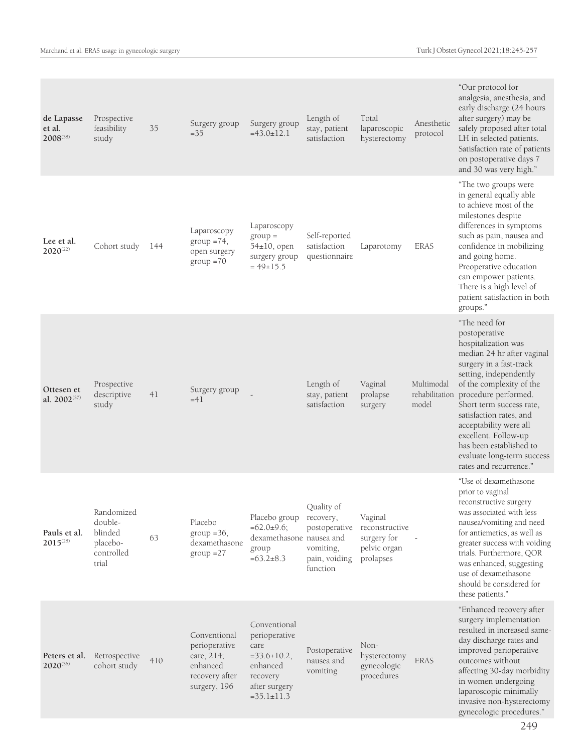| | | | | | | | | |
|---|---|---|---|---|---|---|---|---|
| **de Lapasse et al. 2008**[38] | Prospective feasibility study | 35 | Surgery group =35 | Surgery group =43.0±12.1 | Length of stay, patient satisfaction | Total laparoscopic hysterectomy | Anesthetic protocol | "Our protocol for analgesia, anesthesia, and early discharge (24 hours after surgery) may be safely proposed after total LH in selected patients. Satisfaction rate of patients on postoperative days 7 and 30 was very high." |
| **Lee et al. 2020**[22] | Cohort study | 144 | Laparoscopy group =74, open surgery group =70 | Laparoscopy group = 54±10, open surgery group = 49±15.5 | Self-reported satisfaction questionnaire | Laparotomy | ERAS | "The two groups were in general equally able to achieve most of the milestones despite differences in symptoms such as pain, nausea and confidence in mobilizing and going home. Preoperative education can empower patients. There is a high level of patient satisfaction in both groups." |
| **Ottesen et al. 2002**[37] | Prospective descriptive study | 41 | Surgery group =41 | - | Length of stay, patient satisfaction | Vaginal prolapse surgery | Multimodal rehabilitation model | "The need for postoperative hospitalization was median 24 hr after vaginal surgery in a fast-track setting, independently of the complexity of the procedure performed. Short term success rate, satisfaction rates, and acceptability were all excellent. Follow-up has been established to evaluate long-term success rates and recurrence." |
| **Pauls et al. 2015**[28] | Randomized double-blinded placebo-controlled trial | 63 | Placebo group =36, dexamethasone group =27 | Placebo group =62.0±9.6; dexamethasone group =63.2±8.3 | Quality of recovery, postoperative nausea and vomiting, pain, voiding function | Vaginal reconstructive surgery for pelvic organ prolapses | - | "Use of dexamethasone prior to vaginal reconstructive surgery was associated with less nausea/vomiting and need for antiemetics, as well as greater success with voiding trials. Furthermore, QOR was enhanced, suggesting use of dexamethasone should be considered for these patients." |
| **Peters et al. 2020**[36] | Retrospective cohort study | 410 | Conventional perioperative care, 214; enhanced recovery after surgery, 196 | Conventional perioperative care =33.6±10.2, enhanced recovery after surgery =35.1±11.3 | Postoperative nausea and vomiting | Non-hysterectomy gynecologic procedures | ERAS | "Enhanced recovery after surgery implementation resulted in increased same-day discharge rates and improved perioperative outcomes without affecting 30-day morbidity in women undergoing laparoscopic minimally invasive non-hysterectomy gynecologic procedures." |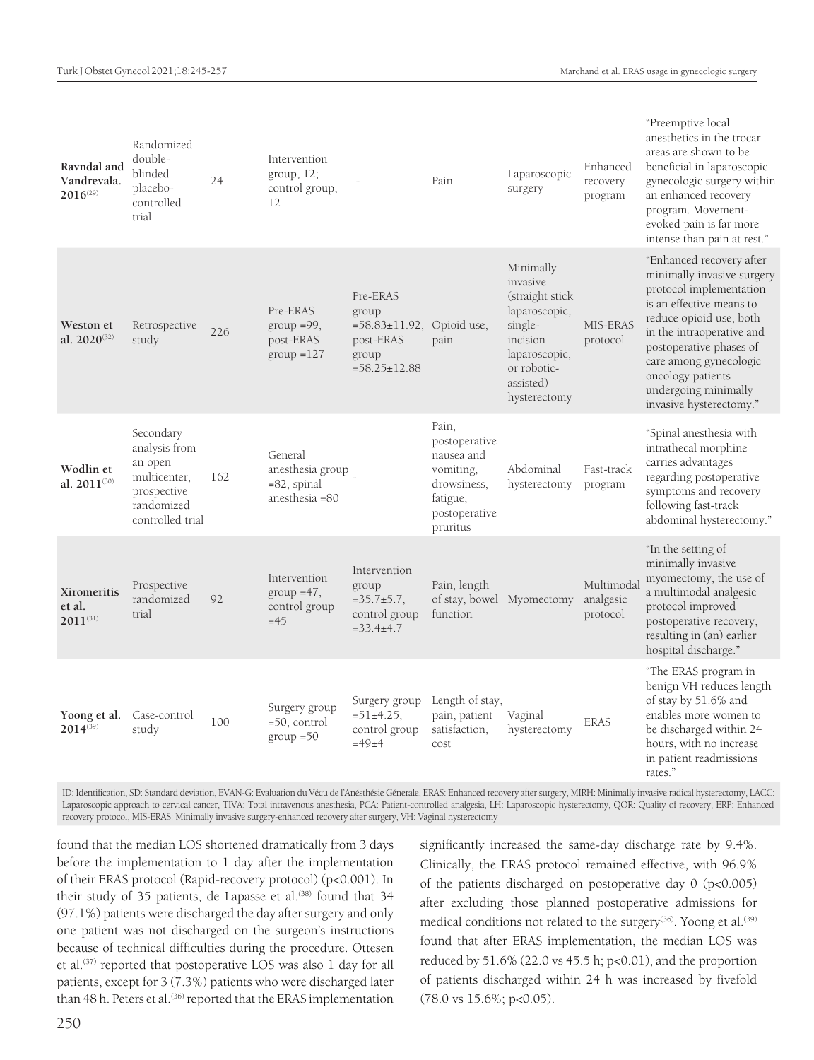| **Ravndal and Vandrevala. 2016**[29] | Randomized double-blinded placebo-controlled trial | 24 | Intervention group, 12; control group, 12 | - | Pain | Laparoscopic surgery | Enhanced recovery program | "Preemptive local anesthetics in the trocar areas are shown to be beneficial in laparoscopic gynecologic surgery within an enhanced recovery program. Movement-evoked pain is far more intense than pain at rest." |
|---|---|---|---|---|---|---|---|---|
| **Weston et al. 2020**[32] | Retrospective study | 226 | Pre-ERAS group =99, post-ERAS group =127 | Pre-ERAS group =58.83±11.92, post-ERAS group =58.25±12.88 | Opioid use, pain | Minimally invasive (straight stick laparoscopic, single-incision laparoscopic, or robotic-assisted) hysterectomy | MIS-ERAS protocol | "Enhanced recovery after minimally invasive surgery protocol implementation is an effective means to reduce opioid use, both in the intraoperative and postoperative phases of care among gynecologic oncology patients undergoing minimally invasive hysterectomy." |
| **Wodlin et al. 2011**[30] | Secondary analysis from an open multicenter, prospective randomized controlled trial | 162 | General anesthesia group =82, spinal anesthesia =80 | - | Pain, postoperative nausea and vomiting, drowsiness, fatigue, postoperative pruritus | Abdominal hysterectomy | Fast-track program | "Spinal anesthesia with intrathecal morphine carries advantages regarding postoperative symptoms and recovery following fast-track abdominal hysterectomy." |
| **Xiromeritis et al. 2011**[31] | Prospective randomized trial | 92 | Intervention group =47, control group =45 | Intervention group =35.7±5.7, control group =33.4±4.7 | Pain, length of stay, bowel function | Myomectomy | Multimodal analgesic protocol | "In the setting of minimally invasive myomectomy, the use of a multimodal analgesic protocol improved postoperative recovery, resulting in (an) earlier hospital discharge." |
| **Yoong et al. 2014**[39] | Case-control study | 100 | Surgery group =50, control group =50 | Surgery group =51±4.25, control group =49±4 | Length of stay, pain, patient satisfaction, cost | Vaginal hysterectomy | ERAS | "The ERAS program in benign VH reduces length of stay by 51.6% and enables more women to be discharged within 24 hours, with no increase in patient readmissions rates." |

ID: Identification, SD: Standard deviation, EVAN-G: Evaluation du Vécu de l'Anésthésie Génerale, ERAS: Enhanced recovery after surgery, MIRH: Minimally invasive radical hysterectomy, LACC: Laparoscopic approach to cervical cancer, TIVA: Total intravenous anesthesia, PCA: Patient-controlled analgesia, LH: Laparoscopic hysterectomy, QOR: Quality of recovery, ERP: Enhanced recovery protocol, MIS-ERAS: Minimally invasive surgery-enhanced recovery after surgery, VH: Vaginal hysterectomy

found that the median LOS shortened dramatically from 3 days before the implementation to 1 day after the implementation of their ERAS protocol (Rapid-recovery protocol) ($p<0.001$). In their study of 35 patients, de Lapasse et al.[38] found that 34 (97.1%) patients were discharged the day after surgery and only one patient was not discharged on the surgeon's instructions because of technical difficulties during the procedure. Ottesen et al.[37] reported that postoperative LOS was also 1 day for all patients, except for 3 (7.3%) patients who were discharged later than 48 h. Peters et al.[36] reported that the ERAS implementation significantly increased the same-day discharge rate by 9.4%. Clinically, the ERAS protocol remained effective, with 96.9% of the patients discharged on postoperative day 0 ($p<0.005$) after excluding those planned postoperative admissions for medical conditions not related to the surgery[36]. Yoong et al.[39] found that after ERAS implementation, the median LOS was reduced by 51.6% (22.0 vs 45.5 h; $p<0.01$), and the proportion of patients discharged within 24 h was increased by fivefold (78.0 vs 15.6%; $p<0.05$).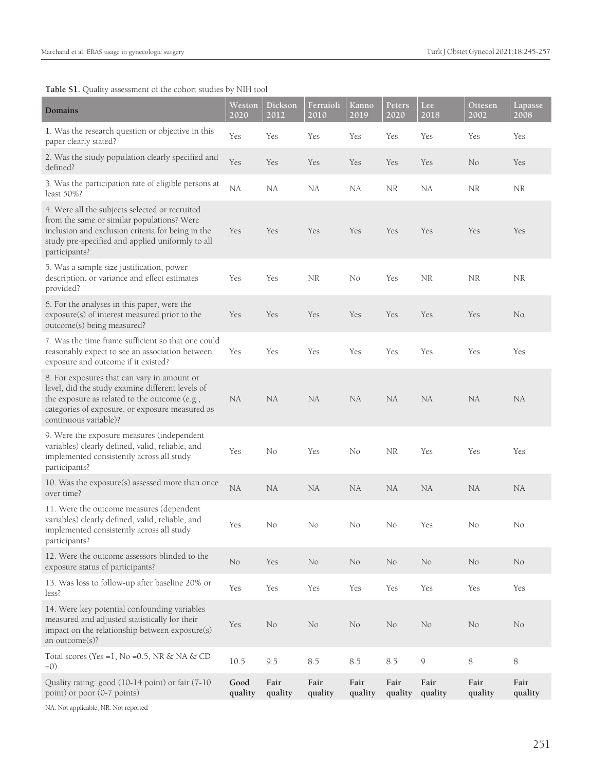**Table S1.** Quality assessment of the cohort studies by NIH tool

| Domains | Weston 2020 | Dickson 2012 | Ferraioli 2010 | Kanno 2019 | Peters 2020 | Lee 2018 | Ottesen 2002 | Lapasse 2008 |
|---|---|---|---|---|---|---|---|---|
| 1. Was the research question or objective in this paper clearly stated? | Yes | Yes | Yes | Yes | Yes | Yes | Yes | Yes |
| 2. Was the study population clearly specified and defined? | Yes | Yes | Yes | Yes | Yes | Yes | No | Yes |
| 3. Was the participation rate of eligible persons at least 50%? | NA | NA | NA | NA | NR | NA | NR | NR |
| 4. Were all the subjects selected or recruited from the same or similar populations? Were inclusion and exclusion criteria for being in the study pre-specified and applied uniformly to all participants? | Yes | Yes | Yes | Yes | Yes | Yes | Yes | Yes |
| 5. Was a sample size justification, power description, or variance and effect estimates provided? | Yes | Yes | NR | No | Yes | NR | NR | NR |
| 6. For the analyses in this paper, were the exposure(s) of interest measured prior to the outcome(s) being measured? | Yes | Yes | Yes | Yes | Yes | Yes | Yes | No |
| 7. Was the time frame sufficient so that one could reasonably expect to see an association between exposure and outcome if it existed? | Yes | Yes | Yes | Yes | Yes | Yes | Yes | Yes |
| 8. For exposures that can vary in amount or level, did the study examine different levels of the exposure as related to the outcome (e.g., categories of exposure, or exposure measured as continuous variable)? | NA | NA | NA | NA | NA | NA | NA | NA |
| 9. Were the exposure measures (independent variables) clearly defined, valid, reliable, and implemented consistently across all study participants? | Yes | No | Yes | No | NR | Yes | Yes | Yes |
| 10. Was the exposure(s) assessed more than once over time? | NA | NA | NA | NA | NA | NA | NA | NA |
| 11. Were the outcome measures (dependent variables) clearly defined, valid, reliable, and implemented consistently across all study participants? | Yes | No | No | No | No | Yes | No | No |
| 12. Were the outcome assessors blinded to the exposure status of participants? | No | Yes | No | No | No | No | No | No |
| 13. Was loss to follow-up after baseline 20% or less? | Yes | Yes | Yes | Yes | Yes | Yes | Yes | Yes |
| 14. Were key potential confounding variables measured and adjusted statistically for their impact on the relationship between exposure(s) an outcome(s)? | Yes | No | No | No | No | No | No | No |
| Total scores (Yes =1, No =0.5, NR & NA & CD =0) | 10.5 | 9.5 | 8.5 | 8.5 | 8.5 | 9 | 8 | 8 |
| Quality rating: good (10-14 point) or fair (7-10 point) or poor (0-7 points) | **Good quality** | **Fair quality** | **Fair quality** | **Fair quality** | **Fair quality** | **Fair quality** | **Fair quality** | **Fair quality** |

NA: Not applicable, NR: Not reported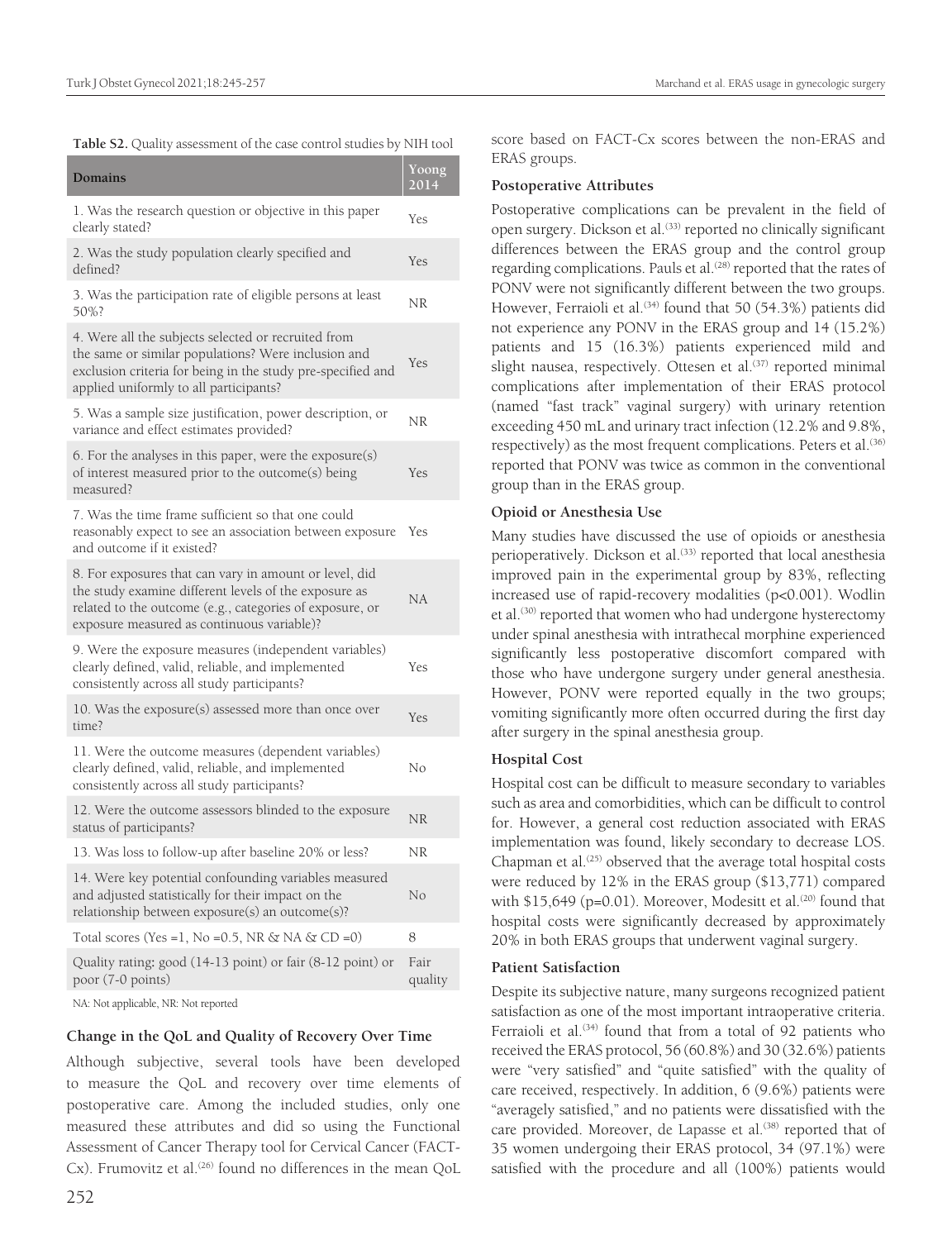**Table S2.** Quality assessment of the case control studies by NIH tool

| Domains | Yoong 2014 |
|---|---|
| 1. Was the research question or objective in this paper clearly stated? | Yes |
| 2. Was the study population clearly specified and defined? | Yes |
| 3. Was the participation rate of eligible persons at least 50%? | NR |
| 4. Were all the subjects selected or recruited from the same or similar populations? Were inclusion and exclusion criteria for being in the study pre-specified and applied uniformly to all participants? | Yes |
| 5. Was a sample size justification, power description, or variance and effect estimates provided? | NR |
| 6. For the analyses in this paper, were the exposure(s) of interest measured prior to the outcome(s) being measured? | Yes |
| 7. Was the time frame sufficient so that one could reasonably expect to see an association between exposure and outcome if it existed? | Yes |
| 8. For exposures that can vary in amount or level, did the study examine different levels of the exposure as related to the outcome (e.g., categories of exposure, or exposure measured as continuous variable)? | NA |
| 9. Were the exposure measures (independent variables) clearly defined, valid, reliable, and implemented consistently across all study participants? | Yes |
| 10. Was the exposure(s) assessed more than once over time? | Yes |
| 11. Were the outcome measures (dependent variables) clearly defined, valid, reliable, and implemented consistently across all study participants? | No |
| 12. Were the outcome assessors blinded to the exposure status of participants? | NR |
| 13. Was loss to follow-up after baseline 20% or less? | NR |
| 14. Were key potential confounding variables measured and adjusted statistically for their impact on the relationship between exposure(s) an outcome(s)? | No |
| Total scores (Yes =1, No =0.5, NR & NA & CD =0) | 8 |
| Quality rating: good (14-13 point) or fair (8-12 point) or poor (7-0 points) | Fair quality |

NA: Not applicable, NR: Not reported

### Change in the QoL and Quality of Recovery Over Time

Although subjective, several tools have been developed to measure the QoL and recovery over time elements of postoperative care. Among the included studies, only one measured these attributes and did so using the Functional Assessment of Cancer Therapy tool for Cervical Cancer (FACT-Cx). Frumovitz et al.[26] found no differences in the mean QoL score based on FACT-Cx scores between the non-ERAS and ERAS groups.

### Postoperative Attributes

Postoperative complications can be prevalent in the field of open surgery. Dickson et al.[33] reported no clinically significant differences between the ERAS group and the control group regarding complications. Pauls et al.[28] reported that the rates of PONV were not significantly different between the two groups. However, Ferraioli et al.[34] found that 50 (54.3%) patients did not experience any PONV in the ERAS group and 14 (15.2%) patients and 15 (16.3%) patients experienced mild and slight nausea, respectively. Ottesen et al.[37] reported minimal complications after implementation of their ERAS protocol (named "fast track" vaginal surgery) with urinary retention exceeding 450 mL and urinary tract infection (12.2% and 9.8%, respectively) as the most frequent complications. Peters et al.[36] reported that PONV was twice as common in the conventional group than in the ERAS group.

### Opioid or Anesthesia Use

Many studies have discussed the use of opioids or anesthesia perioperatively. Dickson et al.[33] reported that local anesthesia improved pain in the experimental group by 83%, reflecting increased use of rapid-recovery modalities ($p<0.001$). Wodlin et al.[30] reported that women who had undergone hysterectomy under spinal anesthesia with intrathecal morphine experienced significantly less postoperative discomfort compared with those who have undergone surgery under general anesthesia. However, PONV were reported equally in the two groups; vomiting significantly more often occurred during the first day after surgery in the spinal anesthesia group.

### Hospital Cost

Hospital cost can be difficult to measure secondary to variables such as area and comorbidities, which can be difficult to control for. However, a general cost reduction associated with ERAS implementation was found, likely secondary to decrease LOS. Chapman et al.[25] observed that the average total hospital costs were reduced by 12% in the ERAS group ($13,771) compared with $15,649 ($p=0.01$). Moreover, Modesitt et al.[20] found that hospital costs were significantly decreased by approximately 20% in both ERAS groups that underwent vaginal surgery.

### Patient Satisfaction

Despite its subjective nature, many surgeons recognized patient satisfaction as one of the most important intraoperative criteria. Ferraioli et al.[34] found that from a total of 92 patients who received the ERAS protocol, 56 (60.8%) and 30 (32.6%) patients were "very satisfied" and "quite satisfied" with the quality of care received, respectively. In addition, 6 (9.6%) patients were "averagely satisfied," and no patients were dissatisfied with the care provided. Moreover, de Lapasse et al.[38] reported that of 35 women undergoing their ERAS protocol, 34 (97.1%) were satisfied with the procedure and all (100%) patients would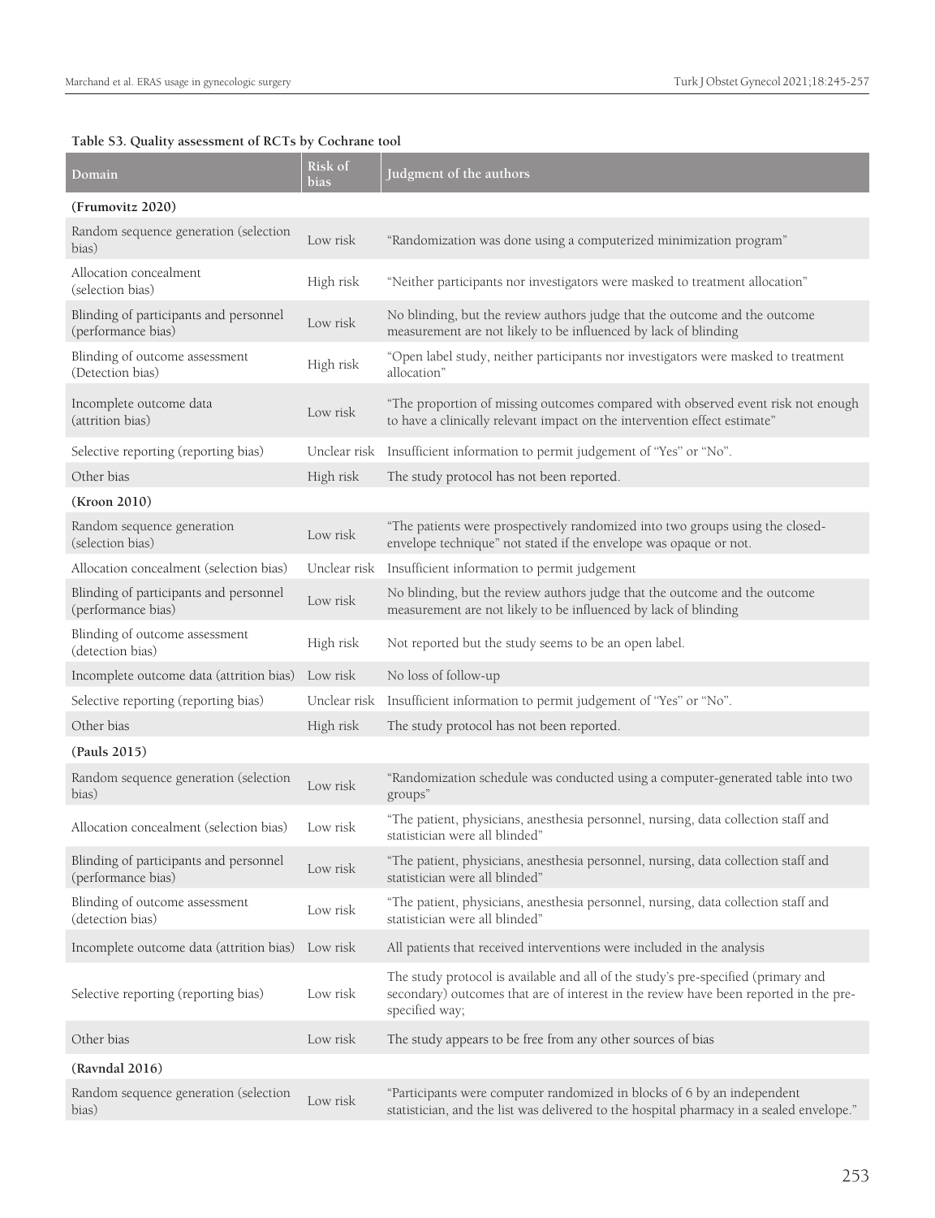**Table S3. Quality assessment of RCTs by Cochrane tool**

| Domain | Risk of bias | Judgment of the authors |
|---|---|---|
| **(Frumovitz 2020)** | | |
| Random sequence generation (selection bias) | Low risk | "Randomization was done using a computerized minimization program" |
| Allocation concealment (selection bias) | High risk | "Neither participants nor investigators were masked to treatment allocation" |
| Blinding of participants and personnel (performance bias) | Low risk | No blinding, but the review authors judge that the outcome and the outcome measurement are not likely to be influenced by lack of blinding |
| Blinding of outcome assessment (Detection bias) | High risk | "Open label study, neither participants nor investigators were masked to treatment allocation" |
| Incomplete outcome data (attrition bias) | Low risk | "The proportion of missing outcomes compared with observed event risk not enough to have a clinically relevant impact on the intervention effect estimate" |
| Selective reporting (reporting bias) | Unclear risk | Insufficient information to permit judgement of "Yes" or "No". |
| Other bias | High risk | The study protocol has not been reported. |
| **(Kroon 2010)** | | |
| Random sequence generation (selection bias) | Low risk | "The patients were prospectively randomized into two groups using the closed-envelope technique" not stated if the envelope was opaque or not. |
| Allocation concealment (selection bias) | Unclear risk | Insufficient information to permit judgement |
| Blinding of participants and personnel (performance bias) | Low risk | No blinding, but the review authors judge that the outcome and the outcome measurement are not likely to be influenced by lack of blinding |
| Blinding of outcome assessment (detection bias) | High risk | Not reported but the study seems to be an open label. |
| Incomplete outcome data (attrition bias) | Low risk | No loss of follow-up |
| Selective reporting (reporting bias) | Unclear risk | Insufficient information to permit judgement of "Yes" or "No". |
| Other bias | High risk | The study protocol has not been reported. |
| **(Pauls 2015)** | | |
| Random sequence generation (selection bias) | Low risk | "Randomization schedule was conducted using a computer-generated table into two groups" |
| Allocation concealment (selection bias) | Low risk | "The patient, physicians, anesthesia personnel, nursing, data collection staff and statistician were all blinded" |
| Blinding of participants and personnel (performance bias) | Low risk | "The patient, physicians, anesthesia personnel, nursing, data collection staff and statistician were all blinded" |
| Blinding of outcome assessment (detection bias) | Low risk | "The patient, physicians, anesthesia personnel, nursing, data collection staff and statistician were all blinded" |
| Incomplete outcome data (attrition bias) | Low risk | All patients that received interventions were included in the analysis |
| Selective reporting (reporting bias) | Low risk | The study protocol is available and all of the study's pre-specified (primary and secondary) outcomes that are of interest in the review have been reported in the pre-specified way; |
| Other bias | Low risk | The study appears to be free from any other sources of bias |
| **(Ravndal 2016)** | | |
| Random sequence generation (selection bias) | Low risk | "Participants were computer randomized in blocks of 6 by an independent statistician, and the list was delivered to the hospital pharmacy in a sealed envelope." |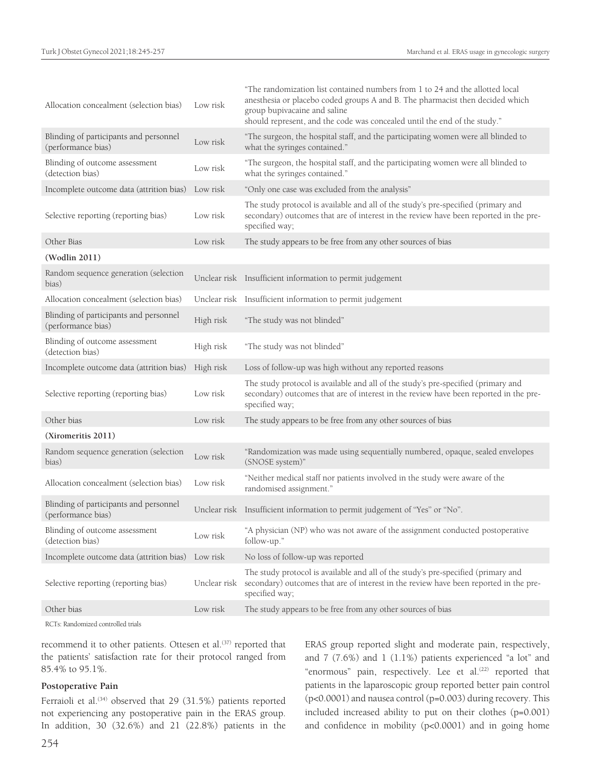| | | |
|---|---|---|
| Allocation concealment (selection bias) | Low risk | "The randomization list contained numbers from 1 to 24 and the allotted local anesthesia or placebo coded groups A and B. The pharmacist then decided which group bupivacaine and saline should represent, and the code was concealed until the end of the study." |
| Blinding of participants and personnel (performance bias) | Low risk | "The surgeon, the hospital staff, and the participating women were all blinded to what the syringes contained." |
| Blinding of outcome assessment (detection bias) | Low risk | "The surgeon, the hospital staff, and the participating women were all blinded to what the syringes contained." |
| Incomplete outcome data (attrition bias) | Low risk | "Only one case was excluded from the analysis" |
| Selective reporting (reporting bias) | Low risk | The study protocol is available and all of the study's pre-specified (primary and secondary) outcomes that are of interest in the review have been reported in the pre-specified way; |
| Other Bias | Low risk | The study appears to be free from any other sources of bias |
| **(Wodlin 2011)** | | |
| Random sequence generation (selection bias) | Unclear risk | Insufficient information to permit judgement |
| Allocation concealment (selection bias) | Unclear risk | Insufficient information to permit judgement |
| Blinding of participants and personnel (performance bias) | High risk | "The study was not blinded" |
| Blinding of outcome assessment (detection bias) | High risk | "The study was not blinded" |
| Incomplete outcome data (attrition bias) | High risk | Loss of follow-up was high without any reported reasons |
| Selective reporting (reporting bias) | Low risk | The study protocol is available and all of the study's pre-specified (primary and secondary) outcomes that are of interest in the review have been reported in the pre-specified way; |
| Other bias | Low risk | The study appears to be free from any other sources of bias |
| **(Xiromeritis 2011)** | | |
| Random sequence generation (selection bias) | Low risk | "Randomization was made using sequentially numbered, opaque, sealed envelopes (SNOSE system)" |
| Allocation concealment (selection bias) | Low risk | "Neither medical staff nor patients involved in the study were aware of the randomised assignment." |
| Blinding of participants and personnel (performance bias) | Unclear risk | Insufficient information to permit judgement of "Yes" or "No". |
| Blinding of outcome assessment (detection bias) | Low risk | "A physician (NP) who was not aware of the assignment conducted postoperative follow-up." |
| Incomplete outcome data (attrition bias) | Low risk | No loss of follow-up was reported |
| Selective reporting (reporting bias) | Unclear risk | The study protocol is available and all of the study's pre-specified (primary and secondary) outcomes that are of interest in the review have been reported in the pre-specified way; |
| Other bias | Low risk | The study appears to be free from any other sources of bias |

RCTs: Randomized controlled trials

recommend it to other patients. Ottesen et al.[37] reported that the patients' satisfaction rate for their protocol ranged from 85.4% to 95.1%.

### Postoperative Pain

Ferraioli et al.[34] observed that 29 (31.5%) patients reported not experiencing any postoperative pain in the ERAS group. In addition, 30 (32.6%) and 21 (22.8%) patients in the ERAS group reported slight and moderate pain, respectively, and 7 (7.6%) and 1 (1.1%) patients experienced "a lot" and "enormous" pain, respectively. Lee et al.[22] reported that patients in the laparoscopic group reported better pain control ($p<0.0001$) and nausea control ($p=0.003$) during recovery. This included increased ability to put on their clothes ($p=0.001$) and confidence in mobility ($p<0.0001$) and in going home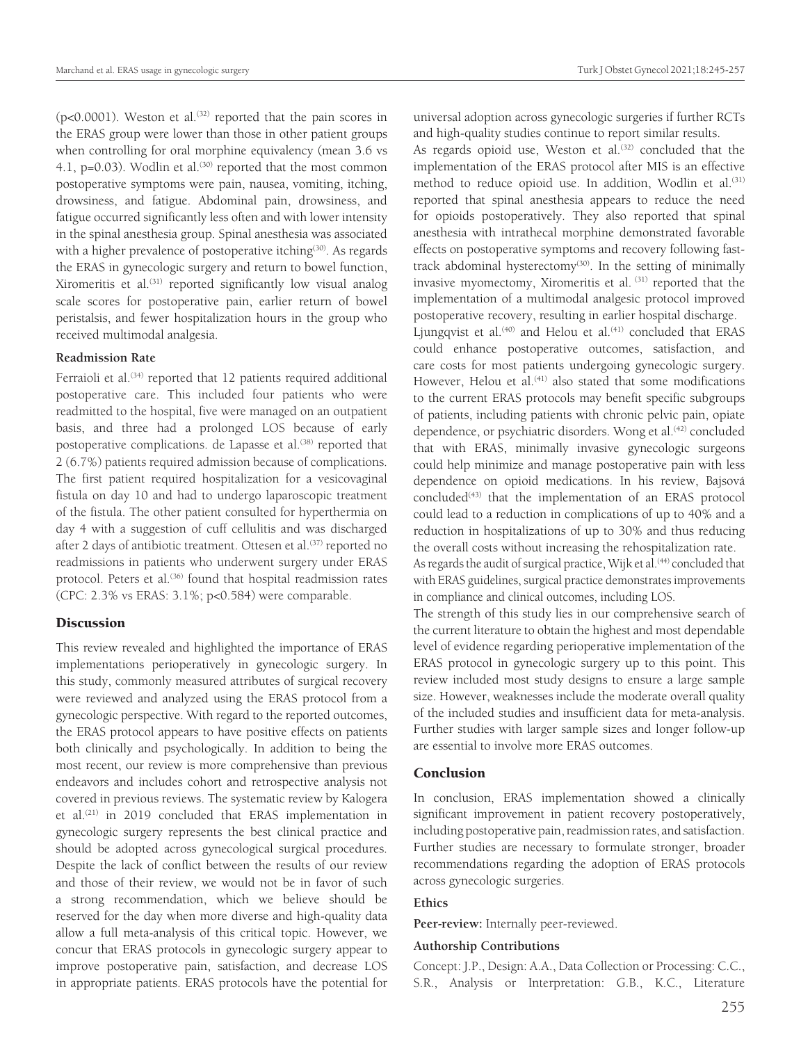(p<0.0001). Weston et al.[32] reported that the pain scores in the ERAS group were lower than those in other patient groups when controlling for oral morphine equivalency (mean 3.6 vs 4.1, p=0.03). Wodlin et al.[30] reported that the most common postoperative symptoms were pain, nausea, vomiting, itching, drowsiness, and fatigue. Abdominal pain, drowsiness, and fatigue occurred significantly less often and with lower intensity in the spinal anesthesia group. Spinal anesthesia was associated with a higher prevalence of postoperative itching[30]. As regards the ERAS in gynecologic surgery and return to bowel function, Xiromeritis et al.[31] reported significantly low visual analog scale scores for postoperative pain, earlier return of bowel peristalsis, and fewer hospitalization hours in the group who received multimodal analgesia.

### Readmission Rate

Ferraioli et al.[34] reported that 12 patients required additional postoperative care. This included four patients who were readmitted to the hospital, five were managed on an outpatient basis, and three had a prolonged LOS because of early postoperative complications. de Lapasse et al.[38] reported that 2 (6.7%) patients required admission because of complications. The first patient required hospitalization for a vesicovaginal fistula on day 10 and had to undergo laparoscopic treatment of the fistula. The other patient consulted for hyperthermia on day 4 with a suggestion of cuff cellulitis and was discharged after 2 days of antibiotic treatment. Ottesen et al.[37] reported no readmissions in patients who underwent surgery under ERAS protocol. Peters et al.[36] found that hospital readmission rates (CPC: 2.3% vs ERAS: 3.1%; p<0.584) were comparable.

## Discussion

This review revealed and highlighted the importance of ERAS implementations perioperatively in gynecologic surgery. In this study, commonly measured attributes of surgical recovery were reviewed and analyzed using the ERAS protocol from a gynecologic perspective. With regard to the reported outcomes, the ERAS protocol appears to have positive effects on patients both clinically and psychologically. In addition to being the most recent, our review is more comprehensive than previous endeavors and includes cohort and retrospective analysis not covered in previous reviews. The systematic review by Kalogera et al.[21] in 2019 concluded that ERAS implementation in gynecologic surgery represents the best clinical practice and should be adopted across gynecological surgical procedures. Despite the lack of conflict between the results of our review and those of their review, we would not be in favor of such a strong recommendation, which we believe should be reserved for the day when more diverse and high-quality data allow a full meta-analysis of this critical topic. However, we concur that ERAS protocols in gynecologic surgery appear to improve postoperative pain, satisfaction, and decrease LOS in appropriate patients. ERAS protocols have the potential for universal adoption across gynecologic surgeries if further RCTs and high-quality studies continue to report similar results.

As regards opioid use, Weston et al.[32] concluded that the implementation of the ERAS protocol after MIS is an effective method to reduce opioid use. In addition, Wodlin et al.[31] reported that spinal anesthesia appears to reduce the need for opioids postoperatively. They also reported that spinal anesthesia with intrathecal morphine demonstrated favorable effects on postoperative symptoms and recovery following fast-track abdominal hysterectomy[30]. In the setting of minimally invasive myomectomy, Xiromeritis et al. [31] reported that the implementation of a multimodal analgesic protocol improved postoperative recovery, resulting in earlier hospital discharge.

Ljungqvist et al.[40] and Helou et al.[41] concluded that ERAS could enhance postoperative outcomes, satisfaction, and care costs for most patients undergoing gynecologic surgery. However, Helou et al.[41] also stated that some modifications to the current ERAS protocols may benefit specific subgroups of patients, including patients with chronic pelvic pain, opiate dependence, or psychiatric disorders. Wong et al.[42] concluded that with ERAS, minimally invasive gynecologic surgeons could help minimize and manage postoperative pain with less dependence on opioid medications. In his review, Bajsová concluded[43] that the implementation of an ERAS protocol could lead to a reduction in complications of up to 40% and a reduction in hospitalizations of up to 30% and thus reducing the overall costs without increasing the rehospitalization rate.

As regards the audit of surgical practice, Wijk et al.[44] concluded that with ERAS guidelines, surgical practice demonstrates improvements in compliance and clinical outcomes, including LOS.

The strength of this study lies in our comprehensive search of the current literature to obtain the highest and most dependable level of evidence regarding perioperative implementation of the ERAS protocol in gynecologic surgery up to this point. This review included most study designs to ensure a large sample size. However, weaknesses include the moderate overall quality of the included studies and insufficient data for meta-analysis. Further studies with larger sample sizes and longer follow-up are essential to involve more ERAS outcomes.

## Conclusion

In conclusion, ERAS implementation showed a clinically significant improvement in patient recovery postoperatively, including postoperative pain, readmission rates, and satisfaction. Further studies are necessary to formulate stronger, broader recommendations regarding the adoption of ERAS protocols across gynecologic surgeries.

### Ethics

**Peer-review:** Internally peer-reviewed.

### Authorship Contributions

Concept: J.P., Design: A.A., Data Collection or Processing: C.C., S.R., Analysis or Interpretation: G.B., K.C., Literature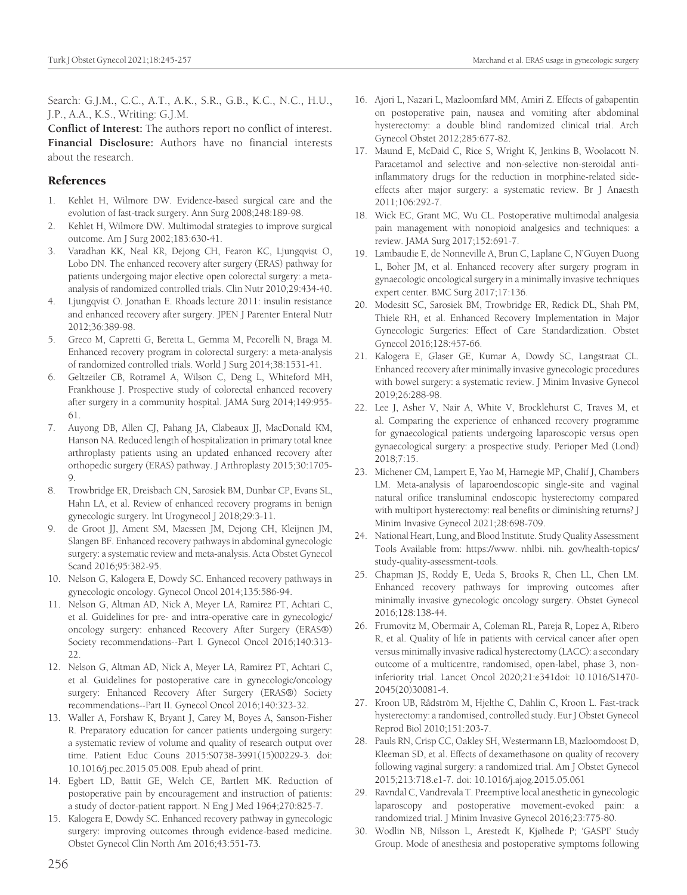Search: G.J.M., C.C., A.T., A.K., S.R., G.B., K.C., N.C., H.U., J.P., A.A., K.S., Writing: G.J.M.

**Conflict of Interest:** The authors report no conflict of interest.

**Financial Disclosure:** Authors have no financial interests about the research.

## References

1. Kehlet H, Wilmore DW. Evidence-based surgical care and the evolution of fast-track surgery. Ann Surg 2008;248:189-98.
2. Kehlet H, Wilmore DW. Multimodal strategies to improve surgical outcome. Am J Surg 2002;183:630-41.
3. Varadhan KK, Neal KR, Dejong CH, Fearon KC, Ljungqvist O, Lobo DN. The enhanced recovery after surgery (ERAS) pathway for patients undergoing major elective open colorectal surgery: a meta-analysis of randomized controlled trials. Clin Nutr 2010;29:434-40.
4. Ljungqvist O. Jonathan E. Rhoads lecture 2011: insulin resistance and enhanced recovery after surgery. JPEN J Parenter Enteral Nutr 2012;36:389-98.
5. Greco M, Capretti G, Beretta L, Gemma M, Pecorelli N, Braga M. Enhanced recovery program in colorectal surgery: a meta-analysis of randomized controlled trials. World J Surg 2014;38:1531-41.
6. Geltzeiler CB, Rotramel A, Wilson C, Deng L, Whiteford MH, Frankhouse J. Prospective study of colorectal enhanced recovery after surgery in a community hospital. JAMA Surg 2014;149:955-61.
7. Auyong DB, Allen CJ, Pahang JA, Clabeaux JJ, MacDonald KM, Hanson NA. Reduced length of hospitalization in primary total knee arthroplasty patients using an updated enhanced recovery after orthopedic surgery (ERAS) pathway. J Arthroplasty 2015;30:1705-9.
8. Trowbridge ER, Dreisbach CN, Sarosiek BM, Dunbar CP, Evans SL, Hahn LA, et al. Review of enhanced recovery programs in benign gynecologic surgery. Int Urogynecol J 2018;29:3-11.
9. de Groot JJ, Ament SM, Maessen JM, Dejong CH, Kleijnen JM, Slangen BF. Enhanced recovery pathways in abdominal gynecologic surgery: a systematic review and meta-analysis. Acta Obstet Gynecol Scand 2016;95:382-95.
10. Nelson G, Kalogera E, Dowdy SC. Enhanced recovery pathways in gynecologic oncology. Gynecol Oncol 2014;135:586-94.
11. Nelson G, Altman AD, Nick A, Meyer LA, Ramirez PT, Achtari C, et al. Guidelines for pre- and intra-operative care in gynecologic/oncology surgery: enhanced Recovery After Surgery (ERAS®) Society recommendations--Part I. Gynecol Oncol 2016;140:313-22.
12. Nelson G, Altman AD, Nick A, Meyer LA, Ramirez PT, Achtari C, et al. Guidelines for postoperative care in gynecologic/oncology surgery: Enhanced Recovery After Surgery (ERAS®) Society recommendations--Part II. Gynecol Oncol 2016;140:323-32.
13. Waller A, Forshaw K, Bryant J, Carey M, Boyes A, Sanson-Fisher R. Preparatory education for cancer patients undergoing surgery: a systematic review of volume and quality of research output over time. Patient Educ Couns 2015:S0738-3991(15)00229-3. doi: 10.1016/j.pec.2015.05.008. Epub ahead of print.
14. Egbert LD, Battit GE, Welch CE, Bartlett MK. Reduction of postoperative pain by encouragement and instruction of patients: a study of doctor-patient rapport. N Eng J Med 1964;270:825-7.
15. Kalogera E, Dowdy SC. Enhanced recovery pathway in gynecologic surgery: improving outcomes through evidence-based medicine. Obstet Gynecol Clin North Am 2016;43:551-73.
16. Ajori L, Nazari L, Mazloomfard MM, Amiri Z. Effects of gabapentin on postoperative pain, nausea and vomiting after abdominal hysterectomy: a double blind randomized clinical trial. Arch Gynecol Obstet 2012;285:677-82.
17. Maund E, McDaid C, Rice S, Wright K, Jenkins B, Woolacott N. Paracetamol and selective and non-selective non-steroidal anti-inflammatory drugs for the reduction in morphine-related side-effects after major surgery: a systematic review. Br J Anaesth 2011;106:292-7.
18. Wick EC, Grant MC, Wu CL. Postoperative multimodal analgesia pain management with nonopioid analgesics and techniques: a review. JAMA Surg 2017;152:691-7.
19. Lambaudie E, de Nonneville A, Brun C, Laplane C, N'Guyen Duong L, Boher JM, et al. Enhanced recovery after surgery program in gynaecologic oncological surgery in a minimally invasive techniques expert center. BMC Surg 2017;17:136.
20. Modesitt SC, Sarosiek BM, Trowbridge ER, Redick DL, Shah PM, Thiele RH, et al. Enhanced Recovery Implementation in Major Gynecologic Surgeries: Effect of Care Standardization. Obstet Gynecol 2016;128:457-66.
21. Kalogera E, Glaser GE, Kumar A, Dowdy SC, Langstraat CL. Enhanced recovery after minimally invasive gynecologic procedures with bowel surgery: a systematic review. J Minim Invasive Gynecol 2019;26:288-98.
22. Lee J, Asher V, Nair A, White V, Brocklehurst C, Traves M, et al. Comparing the experience of enhanced recovery programme for gynaecological patients undergoing laparoscopic versus open gynaecological surgery: a prospective study. Perioper Med (Lond) 2018;7:15.
23. Michener CM, Lampert E, Yao M, Harnegie MP, Chalif J, Chambers LM. Meta-analysis of laparoendoscopic single-site and vaginal natural orifice transluminal endoscopic hysterectomy compared with multiport hysterectomy: real benefits or diminishing returns? J Minim Invasive Gynecol 2021;28:698-709.
24. National Heart, Lung, and Blood Institute. Study Quality Assessment Tools Available from: https://www. nhlbi. nih. gov/health-topics/ study-quality-assessment-tools.
25. Chapman JS, Roddy E, Ueda S, Brooks R, Chen LL, Chen LM. Enhanced recovery pathways for improving outcomes after minimally invasive gynecologic oncology surgery. Obstet Gynecol 2016;128:138-44.
26. Frumovitz M, Obermair A, Coleman RL, Pareja R, Lopez A, Ribero R, et al. Quality of life in patients with cervical cancer after open versus minimally invasive radical hysterectomy (LACC): a secondary outcome of a multicentre, randomised, open-label, phase 3, non-inferiority trial. Lancet Oncol 2020;21:e341doi: 10.1016/S1470-2045(20)30081-4.
27. Kroon UB, Rådström M, Hjelthe C, Dahlin C, Kroon L. Fast-track hysterectomy: a randomised, controlled study. Eur J Obstet Gynecol Reprod Biol 2010;151:203-7.
28. Pauls RN, Crisp CC, Oakley SH, Westermann LB, Mazloomdoost D, Kleeman SD, et al. Effects of dexamethasone on quality of recovery following vaginal surgery: a randomized trial. Am J Obstet Gynecol 2015;213:718.e1-7. doi: 10.1016/j.ajog.2015.05.061
29. Ravndal C, Vandrevala T. Preemptive local anesthetic in gynecologic laparoscopy and postoperative movement-evoked pain: a randomized trial. J Minim Invasive Gynecol 2016;23:775-80.
30. Wodlin NB, Nilsson L, Arestedt K, Kjølhede P; 'GASPI' Study Group. Mode of anesthesia and postoperative symptoms following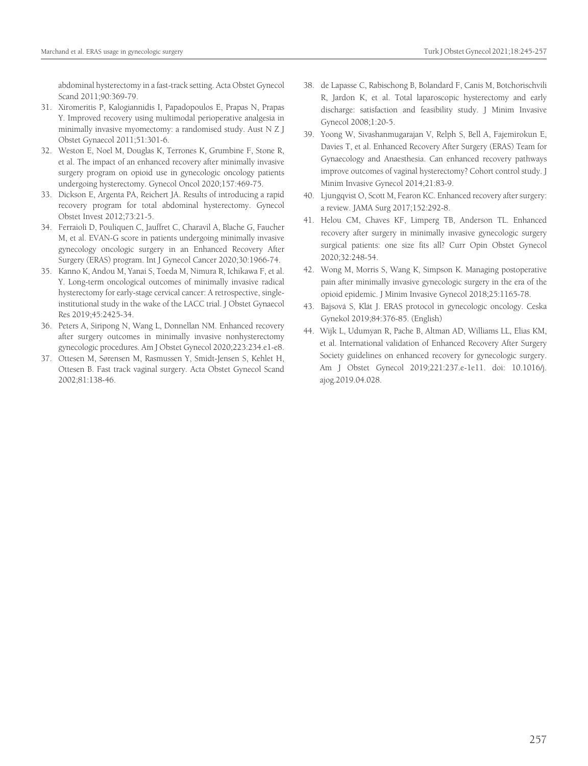abdominal hysterectomy in a fast-track setting. Acta Obstet Gynecol Scand 2011;90:369-79.

31. Xiromeritis P, Kalogiannidis I, Papadopoulos E, Prapas N, Prapas Y. Improved recovery using multimodal perioperative analgesia in minimally invasive myomectomy: a randomised study. Aust N Z J Obstet Gynaecol 2011;51:301-6.
32. Weston E, Noel M, Douglas K, Terrones K, Grumbine F, Stone R, et al. The impact of an enhanced recovery after minimally invasive surgery program on opioid use in gynecologic oncology patients undergoing hysterectomy. Gynecol Oncol 2020;157:469-75.
33. Dickson E, Argenta PA, Reichert JA. Results of introducing a rapid recovery program for total abdominal hysterectomy. Gynecol Obstet Invest 2012;73:21-5.
34. Ferraioli D, Pouliquen C, Jauffret C, Charavil A, Blache G, Faucher M, et al. EVAN-G score in patients undergoing minimally invasive gynecology oncologic surgery in an Enhanced Recovery After Surgery (ERAS) program. Int J Gynecol Cancer 2020;30:1966-74.
35. Kanno K, Andou M, Yanai S, Toeda M, Nimura R, Ichikawa F, et al. Y. Long-term oncological outcomes of minimally invasive radical hysterectomy for early-stage cervical cancer: A retrospective, single-institutional study in the wake of the LACC trial. J Obstet Gynaecol Res 2019;45:2425-34.
36. Peters A, Siripong N, Wang L, Donnellan NM. Enhanced recovery after surgery outcomes in minimally invasive nonhysterectomy gynecologic procedures. Am J Obstet Gynecol 2020;223:234.e1-e8.
37. Ottesen M, Sørensen M, Rasmussen Y, Smidt-Jensen S, Kehlet H, Ottesen B. Fast track vaginal surgery. Acta Obstet Gynecol Scand 2002;81:138-46.
38. de Lapasse C, Rabischong B, Bolandard F, Canis M, Botchorischvili R, Jardon K, et al. Total laparoscopic hysterectomy and early discharge: satisfaction and feasibility study. J Minim Invasive Gynecol 2008;1:20-5.
39. Yoong W, Sivashanmugarajan V, Relph S, Bell A, Fajemirokun E, Davies T, et al. Enhanced Recovery After Surgery (ERAS) Team for Gynaecology and Anaesthesia. Can enhanced recovery pathways improve outcomes of vaginal hysterectomy? Cohort control study. J Minim Invasive Gynecol 2014;21:83-9.
40. Ljungqvist O, Scott M, Fearon KC. Enhanced recovery after surgery: a review. JAMA Surg 2017;152:292-8.
41. Helou CM, Chaves KF, Limperg TB, Anderson TL. Enhanced recovery after surgery in minimally invasive gynecologic surgery surgical patients: one size fits all? Curr Opin Obstet Gynecol 2020;32:248-54.
42. Wong M, Morris S, Wang K, Simpson K. Managing postoperative pain after minimally invasive gynecologic surgery in the era of the opioid epidemic. J Minim Invasive Gynecol 2018;25:1165-78.
43. Bajsová S, Klát J. ERAS protocol in gynecologic oncology. Ceska Gynekol 2019;84:376-85. (English)
44. Wijk L, Udumyan R, Pache B, Altman AD, Williams LL, Elias KM, et al. International validation of Enhanced Recovery After Surgery Society guidelines on enhanced recovery for gynecologic surgery. Am J Obstet Gynecol 2019;221:237.e-1e11. doi: 10.1016/j.ajog.2019.04.028.